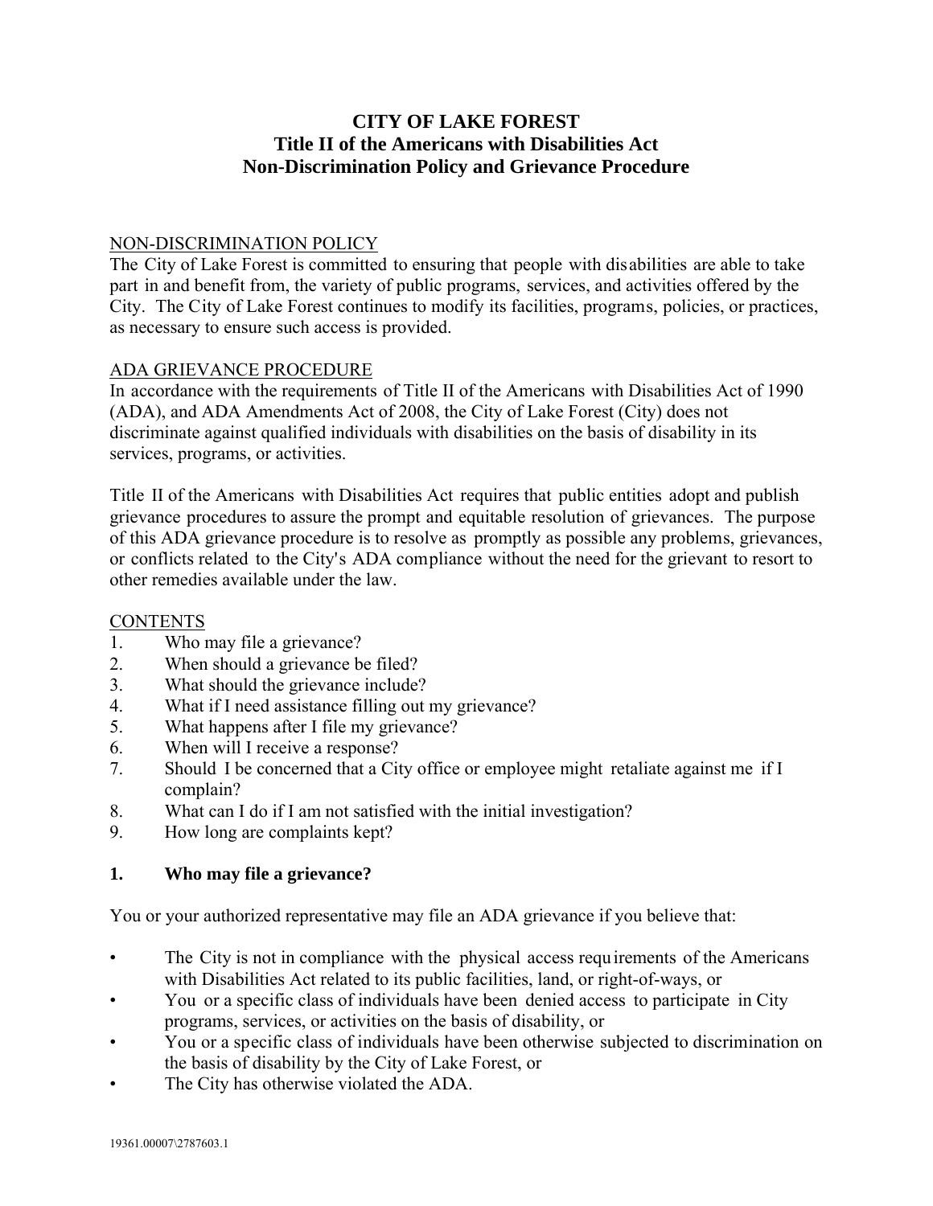# CITY OF LAKE FOREST
## Title II of the Americans with Disabilities Act
## Non-Discrimination Policy and Grievance Procedure

NON-DISCRIMINATION POLICY

The City of Lake Forest is committed to ensuring that people with disabilities are able to take part in and benefit from, the variety of public programs, services, and activities offered by the City. The City of Lake Forest continues to modify its facilities, programs, policies, or practices, as necessary to ensure such access is provided.

ADA GRIEVANCE PROCEDURE

In accordance with the requirements of Title II of the Americans with Disabilities Act of 1990 (ADA), and ADA Amendments Act of 2008, the City of Lake Forest (City) does not discriminate against qualified individuals with disabilities on the basis of disability in its services, programs, or activities.

Title II of the Americans with Disabilities Act requires that public entities adopt and publish grievance procedures to assure the prompt and equitable resolution of grievances. The purpose of this ADA grievance procedure is to resolve as promptly as possible any problems, grievances, or conflicts related to the City's ADA compliance without the need for the grievant to resort to other remedies available under the law.

CONTENTS

1. Who may file a grievance?
2. When should a grievance be filed?
3. What should the grievance include?
4. What if I need assistance filling out my grievance?
5. What happens after I file my grievance?
6. When will I receive a response?
7. Should I be concerned that a City office or employee might retaliate against me if I complain?
8. What can I do if I am not satisfied with the initial investigation?
9. How long are complaints kept?

### 1. Who may file a grievance?

You or your authorized representative may file an ADA grievance if you believe that:

- The City is not in compliance with the physical access requirements of the Americans with Disabilities Act related to its public facilities, land, or right-of-ways, or
- You or a specific class of individuals have been denied access to participate in City programs, services, or activities on the basis of disability, or
- You or a specific class of individuals have been otherwise subjected to discrimination on the basis of disability by the City of Lake Forest, or
- The City has otherwise violated the ADA.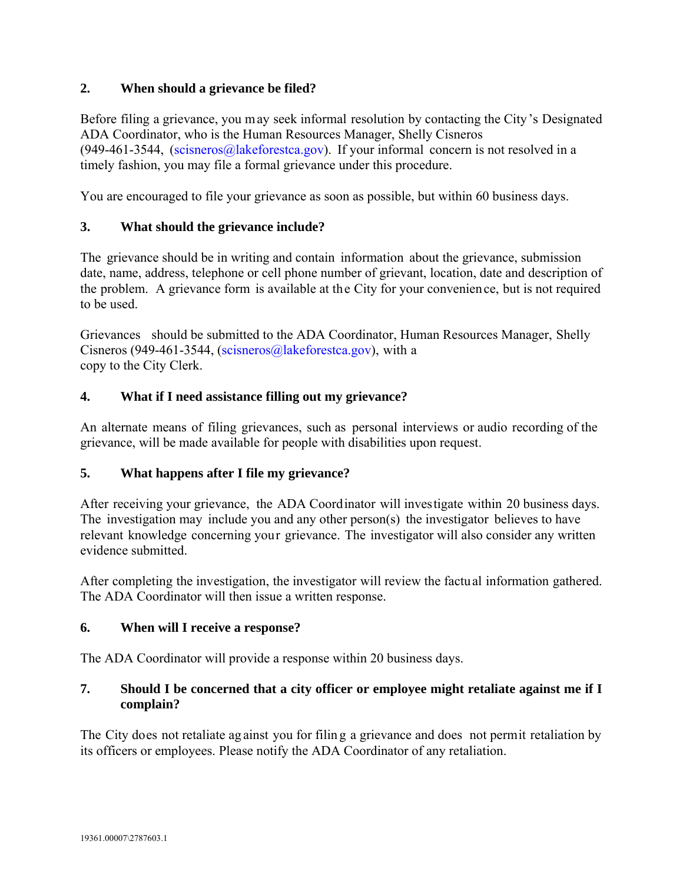## 2. When should a grievance be filed?

Before filing a grievance, you may seek informal resolution by contacting the City's Designated ADA Coordinator, who is the Human Resources Manager, Shelly Cisneros (949-461-3544, (scisneros@lakeforestca.gov). If your informal concern is not resolved in a timely fashion, you may file a formal grievance under this procedure.

You are encouraged to file your grievance as soon as possible, but within 60 business days.

## 3. What should the grievance include?

The grievance should be in writing and contain information about the grievance, submission date, name, address, telephone or cell phone number of grievant, location, date and description of the problem. A grievance form is available at the City for your convenience, but is not required to be used.

Grievances should be submitted to the ADA Coordinator, Human Resources Manager, Shelly Cisneros (949-461-3544, (scisneros@lakeforestca.gov), with a copy to the City Clerk.

## 4. What if I need assistance filling out my grievance?

An alternate means of filing grievances, such as personal interviews or audio recording of the grievance, will be made available for people with disabilities upon request.

## 5. What happens after I file my grievance?

After receiving your grievance, the ADA Coordinator will investigate within 20 business days. The investigation may include you and any other person(s) the investigator believes to have relevant knowledge concerning your grievance. The investigator will also consider any written evidence submitted.

After completing the investigation, the investigator will review the factual information gathered. The ADA Coordinator will then issue a written response.

## 6. When will I receive a response?

The ADA Coordinator will provide a response within 20 business days.

## 7. Should I be concerned that a city officer or employee might retaliate against me if I complain?

The City does not retaliate against you for filing a grievance and does not permit retaliation by its officers or employees. Please notify the ADA Coordinator of any retaliation.

19361.00007\2787603.1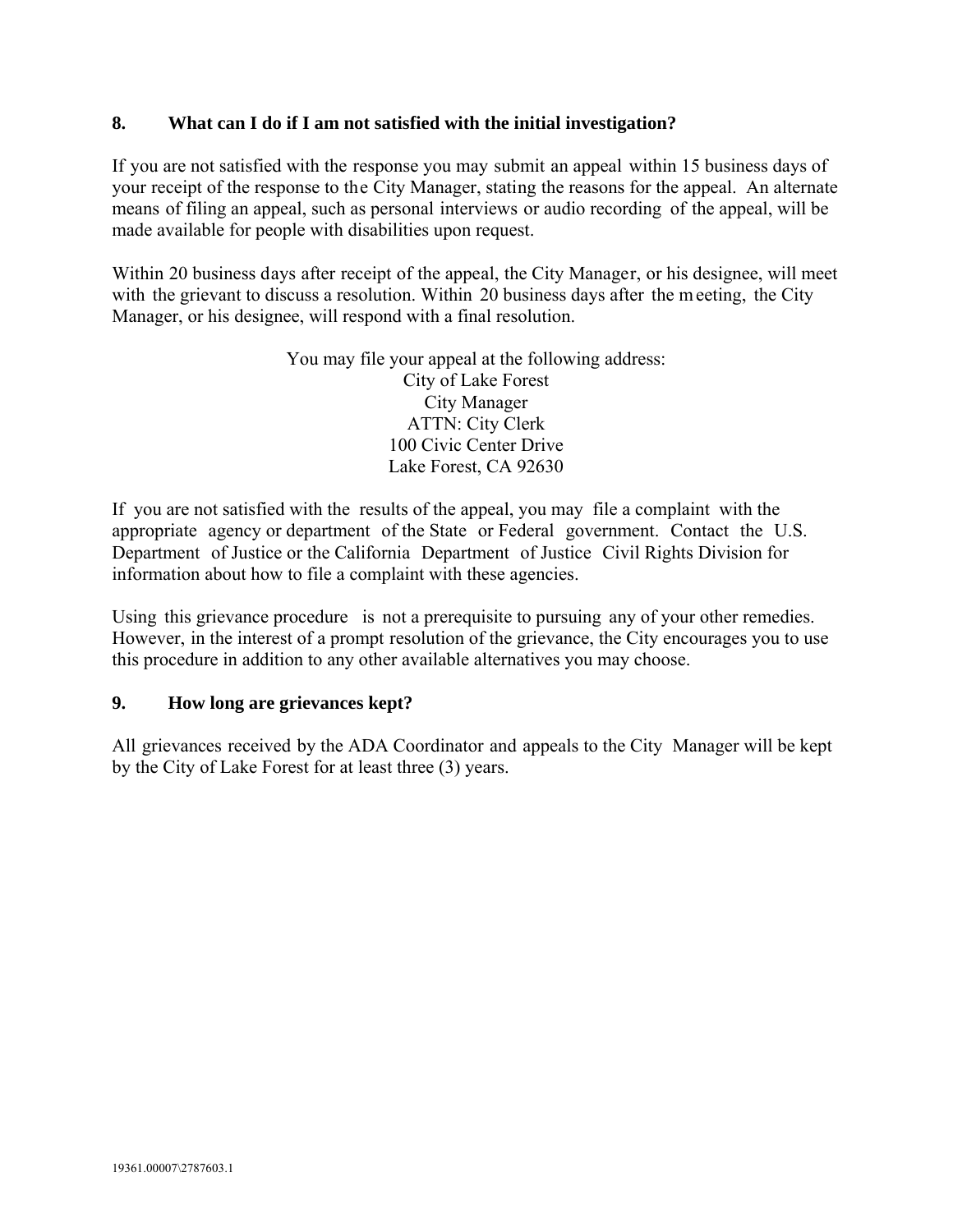## 8. What can I do if I am not satisfied with the initial investigation?

If you are not satisfied with the response you may submit an appeal within 15 business days of your receipt of the response to the City Manager, stating the reasons for the appeal. An alternate means of filing an appeal, such as personal interviews or audio recording of the appeal, will be made available for people with disabilities upon request.

Within 20 business days after receipt of the appeal, the City Manager, or his designee, will meet with the grievant to discuss a resolution. Within 20 business days after the meeting, the City Manager, or his designee, will respond with a final resolution.

You may file your appeal at the following address:
City of Lake Forest
City Manager
ATTN: City Clerk
100 Civic Center Drive
Lake Forest, CA 92630

If you are not satisfied with the results of the appeal, you may file a complaint with the appropriate agency or department of the State or Federal government. Contact the U.S. Department of Justice or the California Department of Justice Civil Rights Division for information about how to file a complaint with these agencies.

Using this grievance procedure is not a prerequisite to pursuing any of your other remedies. However, in the interest of a prompt resolution of the grievance, the City encourages you to use this procedure in addition to any other available alternatives you may choose.

## 9. How long are grievances kept?

All grievances received by the ADA Coordinator and appeals to the City Manager will be kept by the City of Lake Forest for at least three (3) years.

19361.00007\2787603.1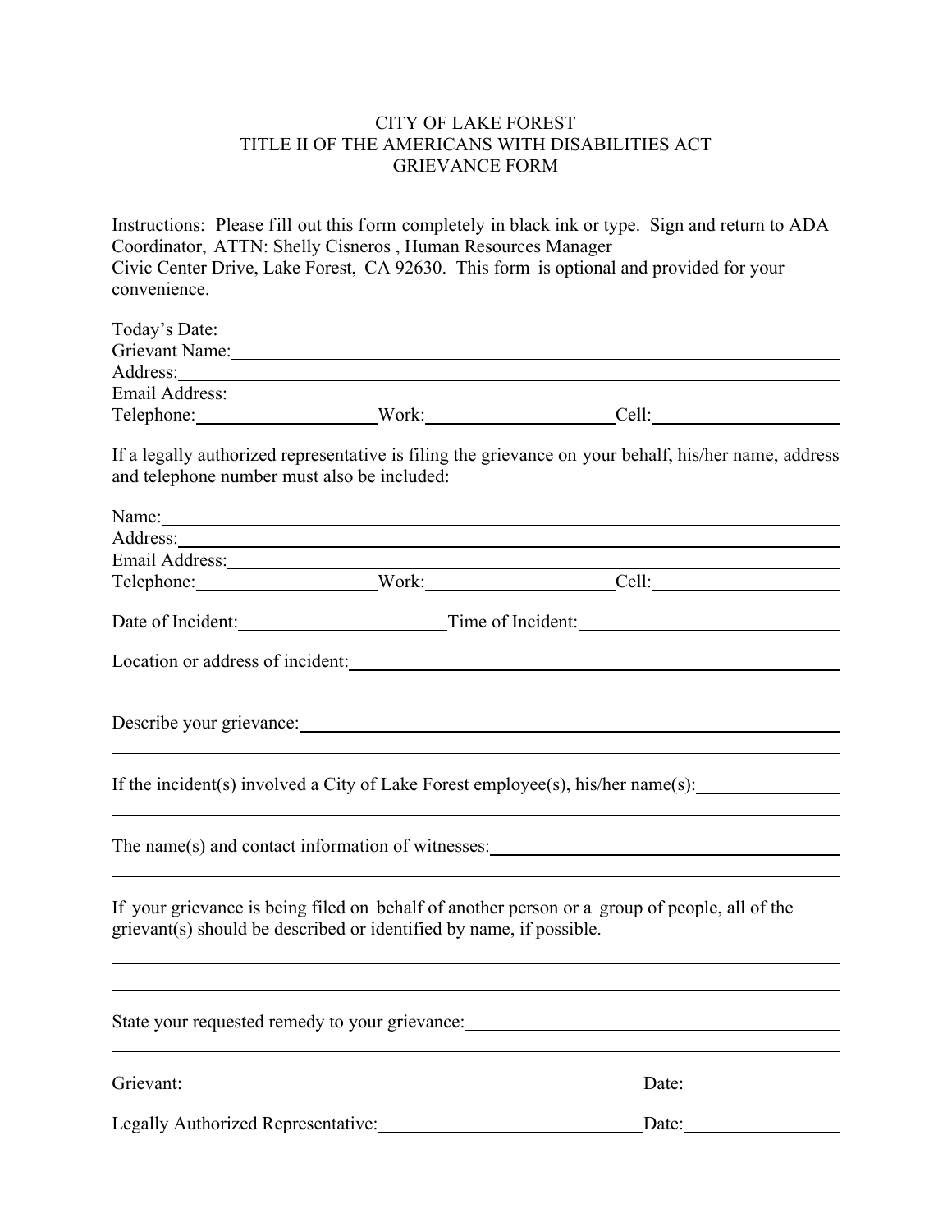# CITY OF LAKE FOREST
## TITLE II OF THE AMERICANS WITH DISABILITIES ACT
## GRIEVANCE FORM

Instructions: Please fill out this form completely in black ink or type. Sign and return to ADA Coordinator, ATTN: Shelly Cisneros , Human Resources Manager Civic Center Drive, Lake Forest, CA 92630. This form is optional and provided for your convenience.

Today's Date:\_\_\_\_\_\_\_\_\_\_\_\_\_\_\_\_\_\_\_\_\_\_\_\_\_\_\_\_\_\_\_\_\_\_\_\_\_\_\_\_

Grievant Name:\_\_\_\_\_\_\_\_\_\_\_\_\_\_\_\_\_\_\_\_\_\_\_\_\_\_\_\_\_\_\_\_\_\_\_\_\_\_\_

Address:\_\_\_\_\_\_\_\_\_\_\_\_\_\_\_\_\_\_\_\_\_\_\_\_\_\_\_\_\_\_\_\_\_\_\_\_\_\_\_\_\_\_\_\_

Email Address:\_\_\_\_\_\_\_\_\_\_\_\_\_\_\_\_\_\_\_\_\_\_\_\_\_\_\_\_\_\_\_\_\_\_\_\_\_\_\_

Telephone:\_\_\_\_\_\_\_\_\_\_\_\_\_\_ Work:\_\_\_\_\_\_\_\_\_\_\_\_\_\_ Cell:\_\_\_\_\_\_\_\_\_\_\_\_\_\_

If a legally authorized representative is filing the grievance on your behalf, his/her name, address and telephone number must also be included:

Name:\_\_\_\_\_\_\_\_\_\_\_\_\_\_\_\_\_\_\_\_\_\_\_\_\_\_\_\_\_\_\_\_\_\_\_\_\_\_\_\_\_\_\_\_\_\_

Address:\_\_\_\_\_\_\_\_\_\_\_\_\_\_\_\_\_\_\_\_\_\_\_\_\_\_\_\_\_\_\_\_\_\_\_\_\_\_\_\_\_\_\_\_

Email Address:\_\_\_\_\_\_\_\_\_\_\_\_\_\_\_\_\_\_\_\_\_\_\_\_\_\_\_\_\_\_\_\_\_\_\_\_\_\_\_

Telephone:\_\_\_\_\_\_\_\_\_\_\_\_\_\_ Work:\_\_\_\_\_\_\_\_\_\_\_\_\_\_ Cell:\_\_\_\_\_\_\_\_\_\_\_\_\_\_

Date of Incident:\_\_\_\_\_\_\_\_\_\_\_\_\_\_\_\_ Time of Incident:\_\_\_\_\_\_\_\_\_\_\_\_\_\_\_\_\_\_\_\_

Location or address of incident:\_\_\_\_\_\_\_\_\_\_\_\_\_\_\_\_\_\_\_\_\_\_\_\_\_\_\_\_\_\_\_\_

Describe your grievance:\_\_\_\_\_\_\_\_\_\_\_\_\_\_\_\_\_\_\_\_\_\_\_\_\_\_\_\_\_\_\_\_\_\_\_\_

If the incident(s) involved a City of Lake Forest employee(s), his/her name(s):\_\_\_\_\_\_\_\_\_\_\_\_

The name(s) and contact information of witnesses:\_\_\_\_\_\_\_\_\_\_\_\_\_\_\_\_\_\_\_\_\_\_\_\_

If your grievance is being filed on behalf of another person or a group of people, all of the grievant(s) should be described or identified by name, if possible.

State your requested remedy to your grievance:\_\_\_\_\_\_\_\_\_\_\_\_\_\_\_\_\_\_\_\_\_\_\_\_\_\_\_

Grievant:\_\_\_\_\_\_\_\_\_\_\_\_\_\_\_\_\_\_\_\_\_\_\_\_\_\_\_\_\_\_\_\_\_\_\_\_ Date:\_\_\_\_\_\_\_\_\_\_\_\_

Legally Authorized Representative:\_\_\_\_\_\_\_\_\_\_\_\_\_\_\_\_\_\_\_\_\_\_ Date:\_\_\_\_\_\_\_\_\_\_\_\_